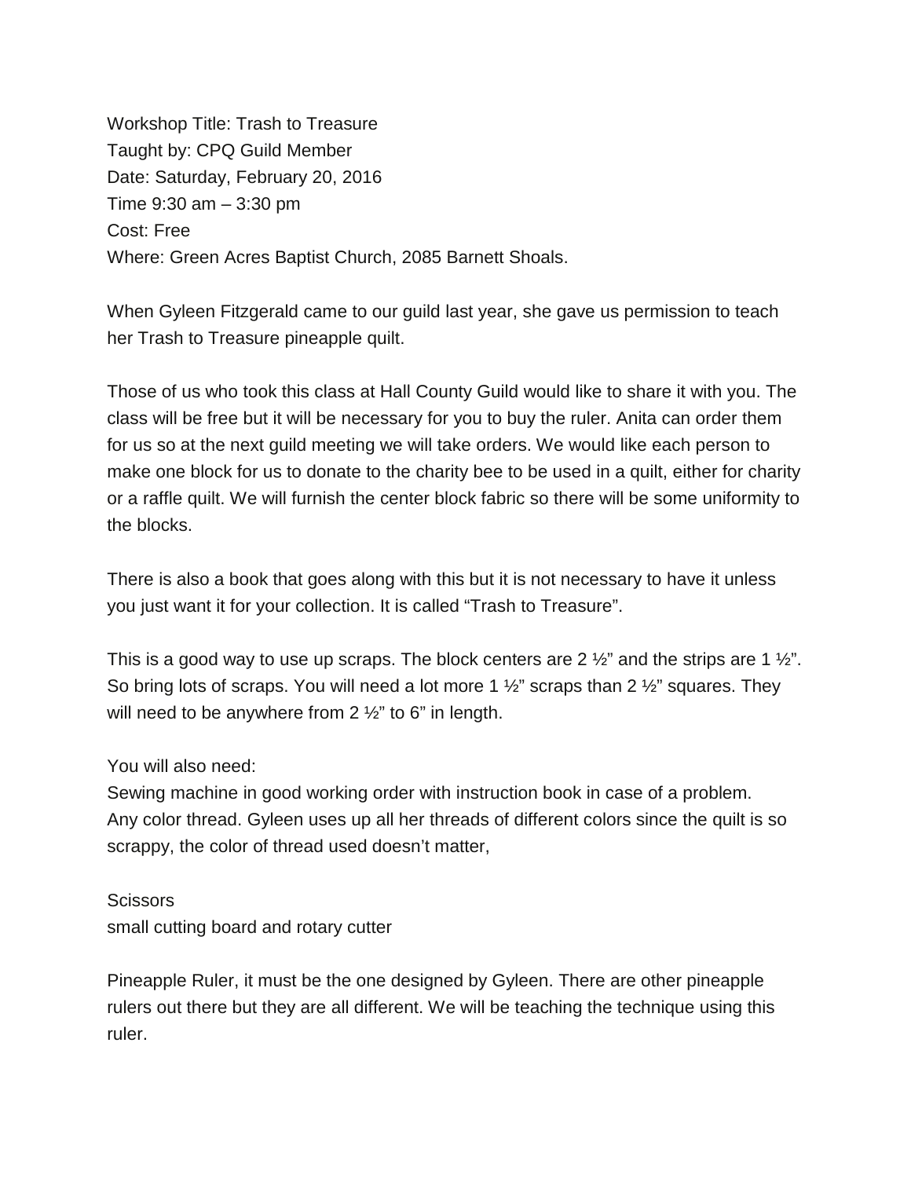Workshop Title: Trash to Treasure
Taught by: CPQ Guild Member
Date: Saturday, February 20, 2016
Time 9:30 am – 3:30 pm
Cost: Free
Where: Green Acres Baptist Church, 2085 Barnett Shoals.

When Gyleen Fitzgerald came to our guild last year, she gave us permission to teach her Trash to Treasure pineapple quilt.

Those of us who took this class at Hall County Guild would like to share it with you. The class will be free but it will be necessary for you to buy the ruler. Anita can order them for us so at the next guild meeting we will take orders. We would like each person to make one block for us to donate to the charity bee to be used in a quilt, either for charity or a raffle quilt. We will furnish the center block fabric so there will be some uniformity to the blocks.

There is also a book that goes along with this but it is not necessary to have it unless you just want it for your collection. It is called "Trash to Treasure".

This is a good way to use up scraps. The block centers are 2 ½" and the strips are 1 ½". So bring lots of scraps. You will need a lot more 1 ½" scraps than 2 ½" squares. They will need to be anywhere from 2 ½" to 6" in length.

You will also need:
Sewing machine in good working order with instruction book in case of a problem.
Any color thread. Gyleen uses up all her threads of different colors since the quilt is so scrappy, the color of thread used doesn't matter,

Scissors
small cutting board and rotary cutter

Pineapple Ruler, it must be the one designed by Gyleen. There are other pineapple rulers out there but they are all different. We will be teaching the technique using this ruler.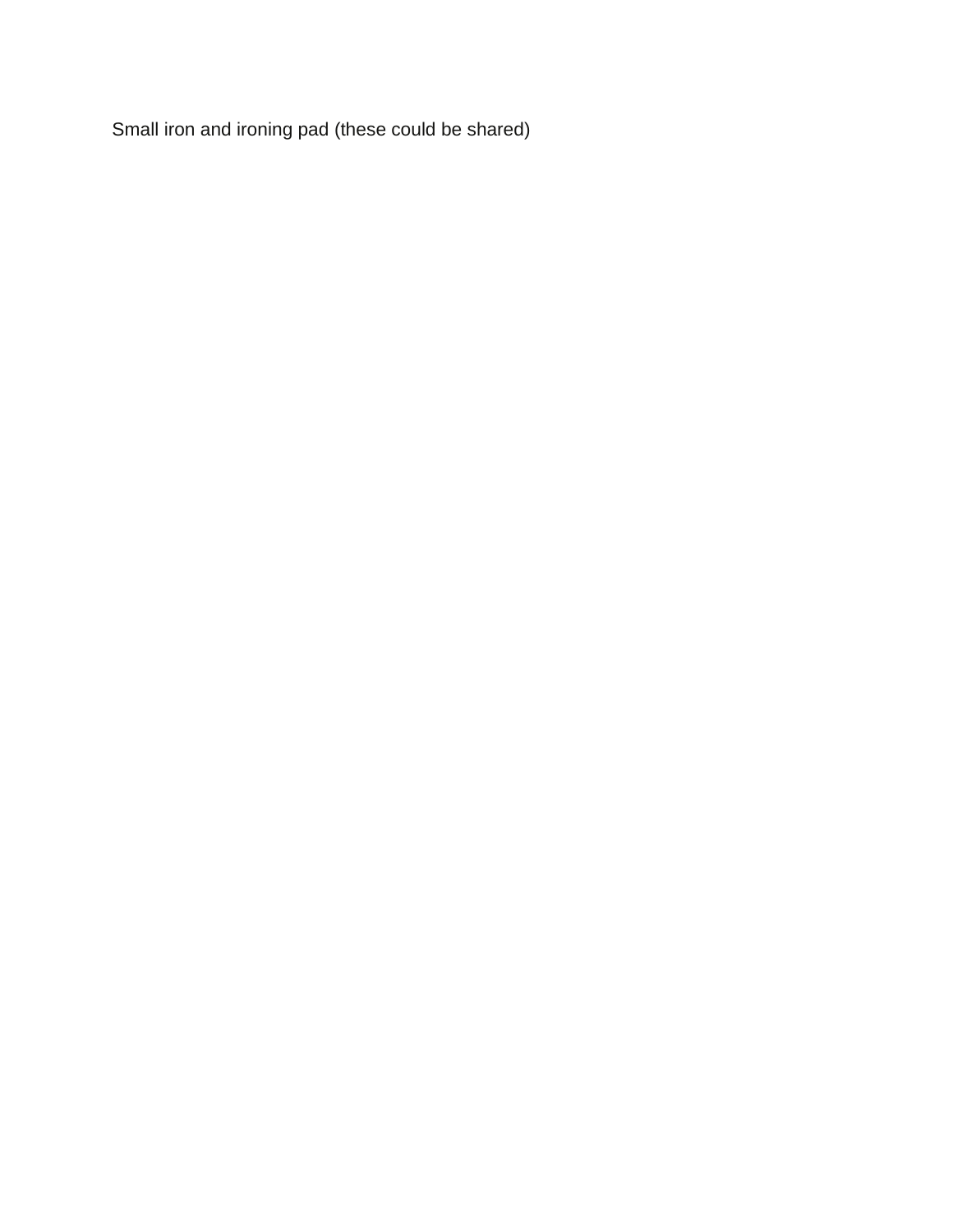Small iron and ironing pad (these could be shared)